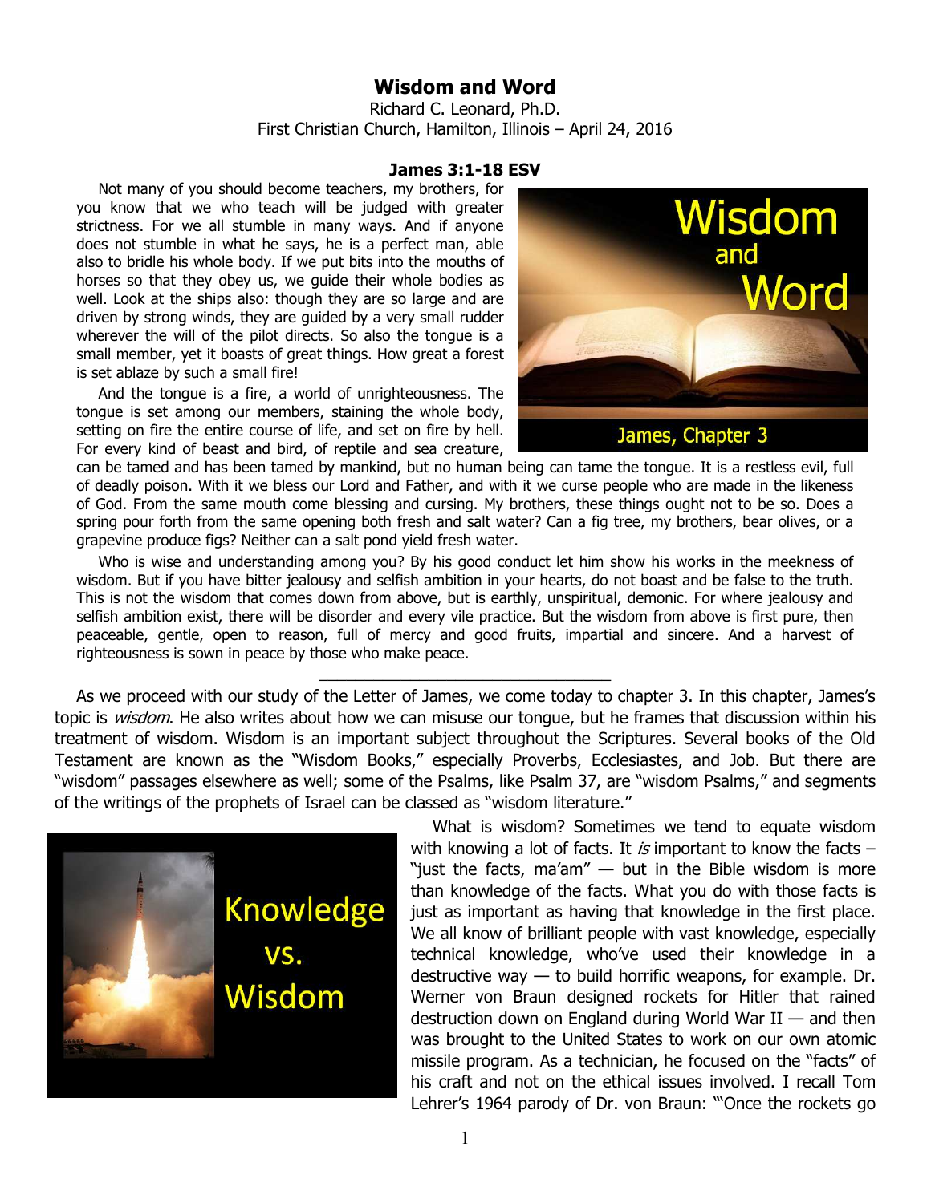# Wisdom and Word

Richard C. Leonard, Ph.D.
First Christian Church, Hamilton, Illinois – April 24, 2016

**James 3:1-18 ESV**

Not many of you should become teachers, my brothers, for you know that we who teach will be judged with greater strictness. For we all stumble in many ways. And if anyone does not stumble in what he says, he is a perfect man, able also to bridle his whole body. If we put bits into the mouths of horses so that they obey us, we guide their whole bodies as well. Look at the ships also: though they are so large and are driven by strong winds, they are guided by a very small rudder wherever the will of the pilot directs. So also the tongue is a small member, yet it boasts of great things. How great a forest is set ablaze by such a small fire!

And the tongue is a fire, a world of unrighteousness. The tongue is set among our members, staining the whole body, setting on fire the entire course of life, and set on fire by hell. For every kind of beast and bird, of reptile and sea creature, can be tamed and has been tamed by mankind, but no human being can tame the tongue. It is a restless evil, full of deadly poison. With it we bless our Lord and Father, and with it we curse people who are made in the likeness of God. From the same mouth come blessing and cursing. My brothers, these things ought not to be so. Does a spring pour forth from the same opening both fresh and salt water? Can a fig tree, my brothers, bear olives, or a grapevine produce figs? Neither can a salt pond yield fresh water.

Who is wise and understanding among you? By his good conduct let him show his works in the meekness of wisdom. But if you have bitter jealousy and selfish ambition in your hearts, do not boast and be false to the truth. This is not the wisdom that comes down from above, but is earthly, unspiritual, demonic. For where jealousy and selfish ambition exist, there will be disorder and every vile practice. But the wisdom from above is first pure, then peaceable, gentle, open to reason, full of mercy and good fruits, impartial and sincere. And a harvest of righteousness is sown in peace by those who make peace.

---

As we proceed with our study of the Letter of James, we come today to chapter 3. In this chapter, James's topic is *wisdom*. He also writes about how we can misuse our tongue, but he frames that discussion within his treatment of wisdom. Wisdom is an important subject throughout the Scriptures. Several books of the Old Testament are known as the "Wisdom Books," especially Proverbs, Ecclesiastes, and Job. But there are "wisdom" passages elsewhere as well; some of the Psalms, like Psalm 37, are "wisdom Psalms," and segments of the writings of the prophets of Israel can be classed as "wisdom literature."

What is wisdom? Sometimes we tend to equate wisdom with knowing a lot of facts. It *is* important to know the facts – "just the facts, ma'am" — but in the Bible wisdom is more than knowledge of the facts. What you do with those facts is just as important as having that knowledge in the first place. We all know of brilliant people with vast knowledge, especially technical knowledge, who've used their knowledge in a destructive way — to build horrific weapons, for example. Dr. Werner von Braun designed rockets for Hitler that rained destruction down on England during World War II — and then was brought to the United States to work on our own atomic missile program. As a technician, he focused on the "facts" of his craft and not on the ethical issues involved. I recall Tom Lehrer's 1964 parody of Dr. von Braun: "'Once the rockets go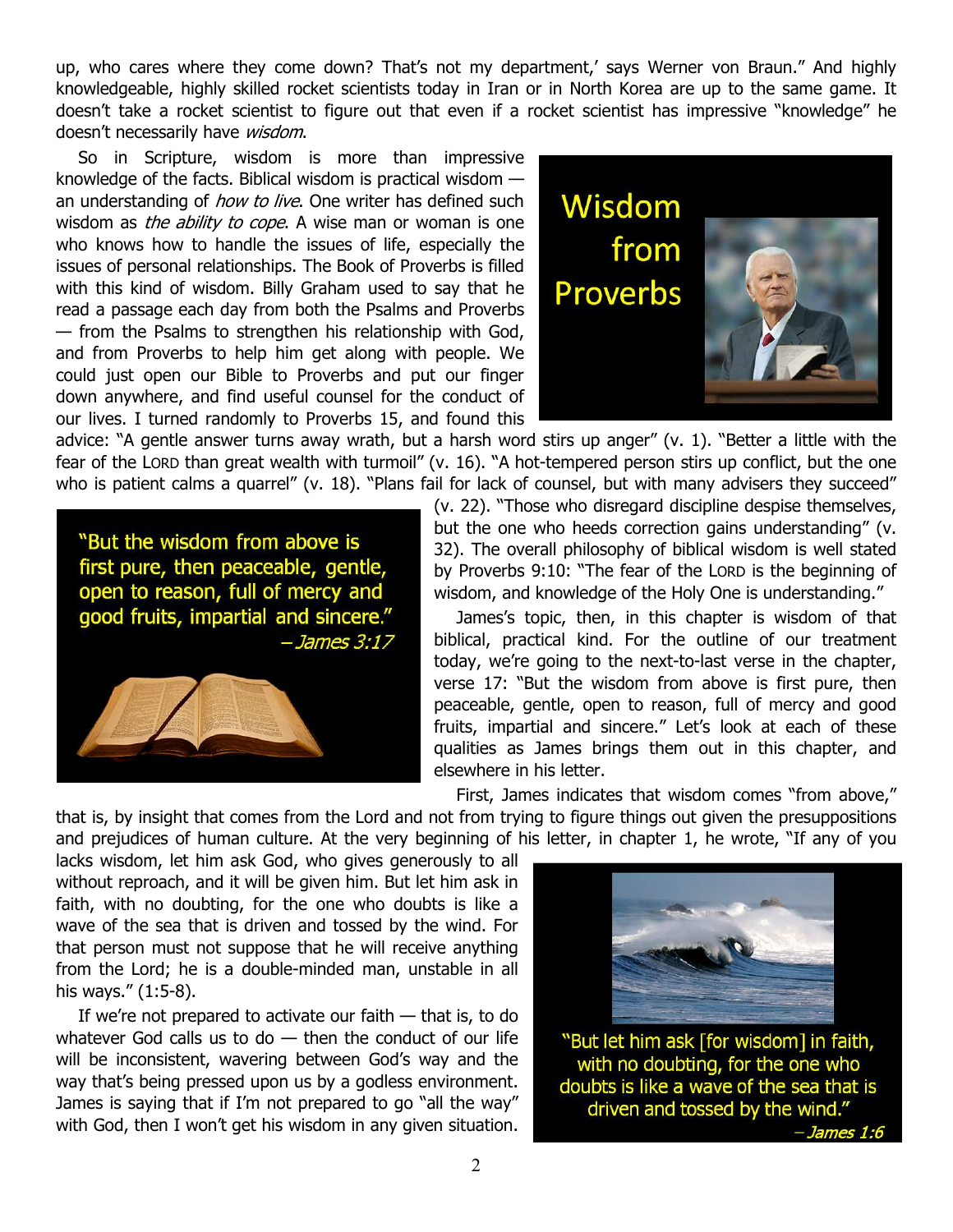up, who cares where they come down? That's not my department,' says Werner von Braun." And highly knowledgeable, highly skilled rocket scientists today in Iran or in North Korea are up to the same game. It doesn't take a rocket scientist to figure out that even if a rocket scientist has impressive "knowledge" he doesn't necessarily have *wisdom*.

So in Scripture, wisdom is more than impressive knowledge of the facts. Biblical wisdom is practical wisdom — an understanding of *how to live*. One writer has defined such wisdom as *the ability to cope*. A wise man or woman is one who knows how to handle the issues of life, especially the issues of personal relationships. The Book of Proverbs is filled with this kind of wisdom. Billy Graham used to say that he read a passage each day from both the Psalms and Proverbs — from the Psalms to strengthen his relationship with God, and from Proverbs to help him get along with people. We could just open our Bible to Proverbs and put our finger down anywhere, and find useful counsel for the conduct of our lives. I turned randomly to Proverbs 15, and found this advice: "A gentle answer turns away wrath, but a harsh word stirs up anger" (v. 1). "Better a little with the fear of the LORD than great wealth with turmoil" (v. 16). "A hot-tempered person stirs up conflict, but the one who is patient calms a quarrel" (v. 18). "Plans fail for lack of counsel, but with many advisers they succeed" (v. 22). "Those who disregard discipline despise themselves, but the one who heeds correction gains understanding" (v. 32). The overall philosophy of biblical wisdom is well stated by Proverbs 9:10: "The fear of the LORD is the beginning of wisdom, and knowledge of the Holy One is understanding."

Wisdom from Proverbs

"But the wisdom from above is first pure, then peaceable, gentle, open to reason, full of mercy and good fruits, impartial and sincere." – *James 3:17*

James's topic, then, in this chapter is wisdom of that biblical, practical kind. For the outline of our treatment today, we're going to the next-to-last verse in the chapter, verse 17: "But the wisdom from above is first pure, then peaceable, gentle, open to reason, full of mercy and good fruits, impartial and sincere." Let's look at each of these qualities as James brings them out in this chapter, and elsewhere in his letter.

First, James indicates that wisdom comes "from above," that is, by insight that comes from the Lord and not from trying to figure things out given the presuppositions and prejudices of human culture. At the very beginning of his letter, in chapter 1, he wrote, "If any of you lacks wisdom, let him ask God, who gives generously to all without reproach, and it will be given him. But let him ask in faith, with no doubting, for the one who doubts is like a wave of the sea that is driven and tossed by the wind. For that person must not suppose that he will receive anything from the Lord; he is a double-minded man, unstable in all his ways." (1:5-8).

"But let him ask [for wisdom] in faith, with no doubting, for the one who doubts is like a wave of the sea that is driven and tossed by the wind." – *James 1:6*

If we're not prepared to activate our faith — that is, to do whatever God calls us to do — then the conduct of our life will be inconsistent, wavering between God's way and the way that's being pressed upon us by a godless environment. James is saying that if I'm not prepared to go "all the way" with God, then I won't get his wisdom in any given situation.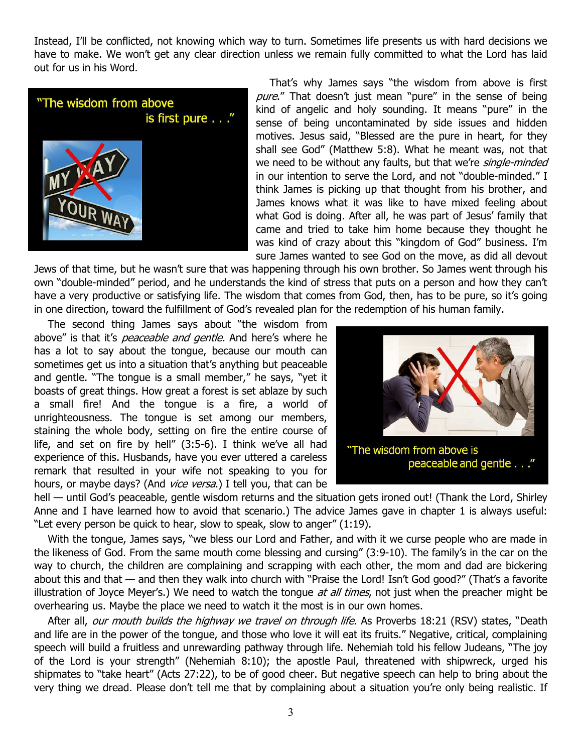Instead, I'll be conflicted, not knowing which way to turn. Sometimes life presents us with hard decisions we have to make. We won't get any clear direction unless we remain fully committed to what the Lord has laid out for us in his Word.

"The wisdom from above is first pure . . ."

That's why James says "the wisdom from above is first *pure*." That doesn't just mean "pure" in the sense of being kind of angelic and holy sounding. It means "pure" in the sense of being uncontaminated by side issues and hidden motives. Jesus said, "Blessed are the pure in heart, for they shall see God" (Matthew 5:8). What he meant was, not that we need to be without any faults, but that we're *single-minded* in our intention to serve the Lord, and not "double-minded." I think James is picking up that thought from his brother, and James knows what it was like to have mixed feeling about what God is doing. After all, he was part of Jesus' family that came and tried to take him home because they thought he was kind of crazy about this "kingdom of God" business. I'm sure James wanted to see God on the move, as did all devout Jews of that time, but he wasn't sure that was happening through his own brother. So James went through his own "double-minded" period, and he understands the kind of stress that puts on a person and how they can't have a very productive or satisfying life. The wisdom that comes from God, then, has to be pure, so it's going in one direction, toward the fulfillment of God's revealed plan for the redemption of his human family.

The second thing James says about "the wisdom from above" is that it's *peaceable and gentle.* And here's where he has a lot to say about the tongue, because our mouth can sometimes get us into a situation that's anything but peaceable and gentle. "The tongue is a small member," he says, "yet it boasts of great things. How great a forest is set ablaze by such a small fire! And the tongue is a fire, a world of unrighteousness. The tongue is set among our members, staining the whole body, setting on fire the entire course of life, and set on fire by hell" (3:5-6). I think we've all had experience of this. Husbands, have you ever uttered a careless remark that resulted in your wife not speaking to you for hours, or maybe days? (And *vice versa*.) I tell you, that can be hell — until God's peaceable, gentle wisdom returns and the situation gets ironed out! (Thank the Lord, Shirley Anne and I have learned how to avoid that scenario.) The advice James gave in chapter 1 is always useful: "Let every person be quick to hear, slow to speak, slow to anger" (1:19).

"The wisdom from above is peaceable and gentle . . ."

With the tongue, James says, "we bless our Lord and Father, and with it we curse people who are made in the likeness of God. From the same mouth come blessing and cursing" (3:9-10). The family's in the car on the way to church, the children are complaining and scrapping with each other, the mom and dad are bickering about this and that — and then they walk into church with "Praise the Lord! Isn't God good?" (That's a favorite illustration of Joyce Meyer's.) We need to watch the tongue *at all times*, not just when the preacher might be overhearing us. Maybe the place we need to watch it the most is in our own homes.

After all, *our mouth builds the highway we travel on through life.* As Proverbs 18:21 (RSV) states, "Death and life are in the power of the tongue, and those who love it will eat its fruits." Negative, critical, complaining speech will build a fruitless and unrewarding pathway through life. Nehemiah told his fellow Judeans, "The joy of the Lord is your strength" (Nehemiah 8:10); the apostle Paul, threatened with shipwreck, urged his shipmates to "take heart" (Acts 27:22), to be of good cheer. But negative speech can help to bring about the very thing we dread. Please don't tell me that by complaining about a situation you're only being realistic. If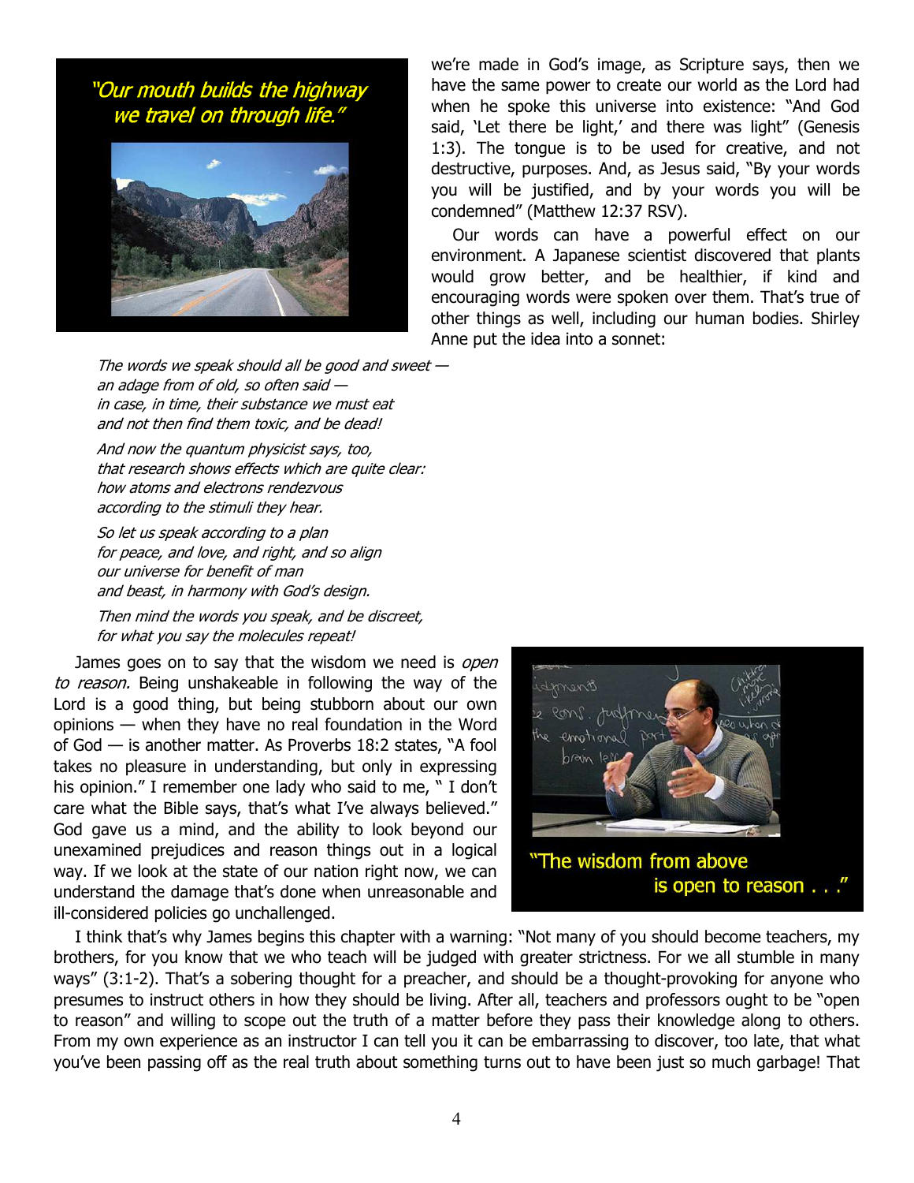"Our mouth builds the highway we travel on through life."

we're made in God's image, as Scripture says, then we have the same power to create our world as the Lord had when he spoke this universe into existence: "And God said, 'Let there be light,' and there was light" (Genesis 1:3). The tongue is to be used for creative, and not destructive, purposes. And, as Jesus said, "By your words you will be justified, and by your words you will be condemned" (Matthew 12:37 RSV).

Our words can have a powerful effect on our environment. A Japanese scientist discovered that plants would grow better, and be healthier, if kind and encouraging words were spoken over them. That's true of other things as well, including our human bodies. Shirley Anne put the idea into a sonnet:

*The words we speak should all be good and sweet —*
*an adage from of old, so often said —*
*in case, in time, their substance we must eat*
*and not then find them toxic, and be dead!*

*And now the quantum physicist says, too,*
*that research shows effects which are quite clear:*
*how atoms and electrons rendezvous*
*according to the stimuli they hear.*

*So let us speak according to a plan*
*for peace, and love, and right, and so align*
*our universe for benefit of man*
*and beast, in harmony with God's design.*

*Then mind the words you speak, and be discreet,*
*for what you say the molecules repeat!*

James goes on to say that the wisdom we need is *open to reason.* Being unshakeable in following the way of the Lord is a good thing, but being stubborn about our own opinions — when they have no real foundation in the Word of God — is another matter. As Proverbs 18:2 states, "A fool takes no pleasure in understanding, but only in expressing his opinion." I remember one lady who said to me, " I don't care what the Bible says, that's what I've always believed." God gave us a mind, and the ability to look beyond our unexamined prejudices and reason things out in a logical way. If we look at the state of our nation right now, we can understand the damage that's done when unreasonable and ill-considered policies go unchallenged.

"The wisdom from above is open to reason . . ."

I think that's why James begins this chapter with a warning: "Not many of you should become teachers, my brothers, for you know that we who teach will be judged with greater strictness. For we all stumble in many ways" (3:1-2). That's a sobering thought for a preacher, and should be a thought-provoking for anyone who presumes to instruct others in how they should be living. After all, teachers and professors ought to be "open to reason" and willing to scope out the truth of a matter before they pass their knowledge along to others. From my own experience as an instructor I can tell you it can be embarrassing to discover, too late, that what you've been passing off as the real truth about something turns out to have been just so much garbage! That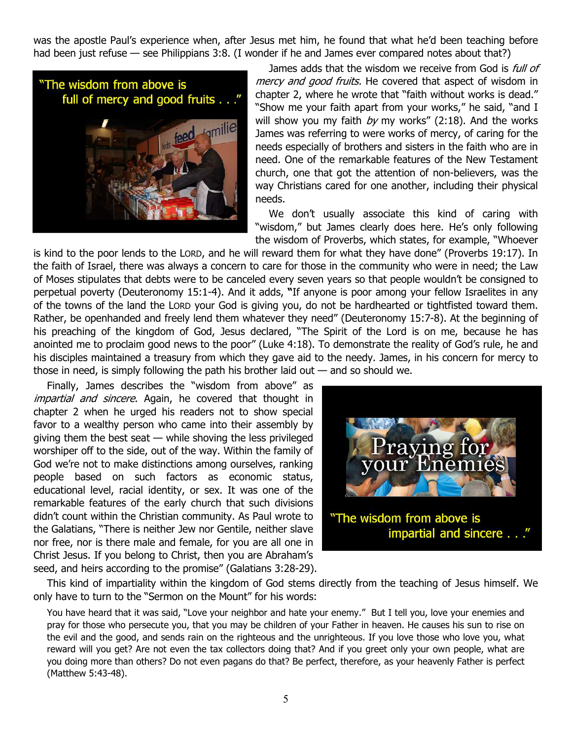was the apostle Paul's experience when, after Jesus met him, he found that what he'd been teaching before had been just refuse — see Philippians 3:8. (I wonder if he and James ever compared notes about that?)

"The wisdom from above is full of mercy and good fruits . . ."

James adds that the wisdom we receive from God is *full of mercy and good fruits.* He covered that aspect of wisdom in chapter 2, where he wrote that "faith without works is dead." "Show me your faith apart from your works," he said, "and I will show you my faith *by* my works" (2:18). And the works James was referring to were works of mercy, of caring for the needs especially of brothers and sisters in the faith who are in need. One of the remarkable features of the New Testament church, one that got the attention of non-believers, was the way Christians cared for one another, including their physical needs.

We don't usually associate this kind of caring with "wisdom," but James clearly does here. He's only following the wisdom of Proverbs, which states, for example, "Whoever is kind to the poor lends to the LORD, and he will reward them for what they have done" (Proverbs 19:17). In the faith of Israel, there was always a concern to care for those in the community who were in need; the Law of Moses stipulates that debts were to be canceled every seven years so that people wouldn't be consigned to perpetual poverty (Deuteronomy 15:1-4). And it adds, "If anyone is poor among your fellow Israelites in any of the towns of the land the LORD your God is giving you, do not be hardhearted or tightfisted toward them. Rather, be openhanded and freely lend them whatever they need" (Deuteronomy 15:7-8). At the beginning of his preaching of the kingdom of God, Jesus declared, "The Spirit of the Lord is on me, because he has anointed me to proclaim good news to the poor" (Luke 4:18). To demonstrate the reality of God's rule, he and his disciples maintained a treasury from which they gave aid to the needy. James, in his concern for mercy to those in need, is simply following the path his brother laid out — and so should we.

Finally, James describes the "wisdom from above" as *impartial and sincere.* Again, he covered that thought in chapter 2 when he urged his readers not to show special favor to a wealthy person who came into their assembly by giving them the best seat — while shoving the less privileged worshiper off to the side, out of the way. Within the family of God we're not to make distinctions among ourselves, ranking people based on such factors as economic status, educational level, racial identity, or sex. It was one of the remarkable features of the early church that such divisions didn't count within the Christian community. As Paul wrote to the Galatians, "There is neither Jew nor Gentile, neither slave nor free, nor is there male and female, for you are all one in Christ Jesus. If you belong to Christ, then you are Abraham's seed, and heirs according to the promise" (Galatians 3:28-29).

Praying for your Enemies

"The wisdom from above is impartial and sincere . . ."

This kind of impartiality within the kingdom of God stems directly from the teaching of Jesus himself. We only have to turn to the "Sermon on the Mount" for his words:

> You have heard that it was said, "Love your neighbor and hate your enemy." But I tell you, love your enemies and pray for those who persecute you, that you may be children of your Father in heaven. He causes his sun to rise on the evil and the good, and sends rain on the righteous and the unrighteous. If you love those who love you, what reward will you get? Are not even the tax collectors doing that? And if you greet only your own people, what are you doing more than others? Do not even pagans do that? Be perfect, therefore, as your heavenly Father is perfect (Matthew 5:43-48).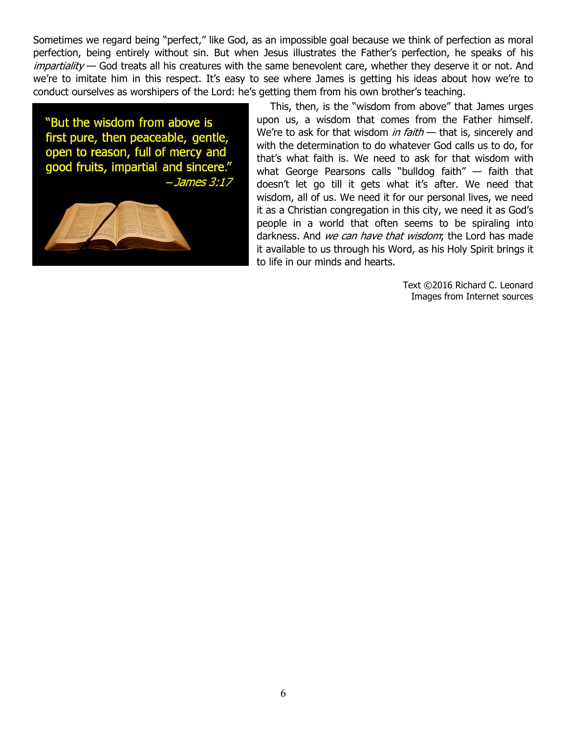Sometimes we regard being "perfect," like God, as an impossible goal because we think of perfection as moral perfection, being entirely without sin. But when Jesus illustrates the Father's perfection, he speaks of his *impartiality* — God treats all his creatures with the same benevolent care, whether they deserve it or not. And we're to imitate him in this respect. It's easy to see where James is getting his ideas about how we're to conduct ourselves as worshipers of the Lord: he's getting them from his own brother's teaching.

"But the wisdom from above is first pure, then peaceable, gentle, open to reason, full of mercy and good fruits, impartial and sincere."
– *James 3:17*

This, then, is the "wisdom from above" that James urges upon us, a wisdom that comes from the Father himself. We're to ask for that wisdom *in faith* — that is, sincerely and with the determination to do whatever God calls us to do, for that's what faith is. We need to ask for that wisdom with what George Pearsons calls "bulldog faith" — faith that doesn't let go till it gets what it's after. We need that wisdom, all of us. We need it for our personal lives, we need it as a Christian congregation in this city, we need it as God's people in a world that often seems to be spiraling into darkness. And *we can have that wisdom*; the Lord has made it available to us through his Word, as his Holy Spirit brings it to life in our minds and hearts.

Text ©2016 Richard C. Leonard
Images from Internet sources